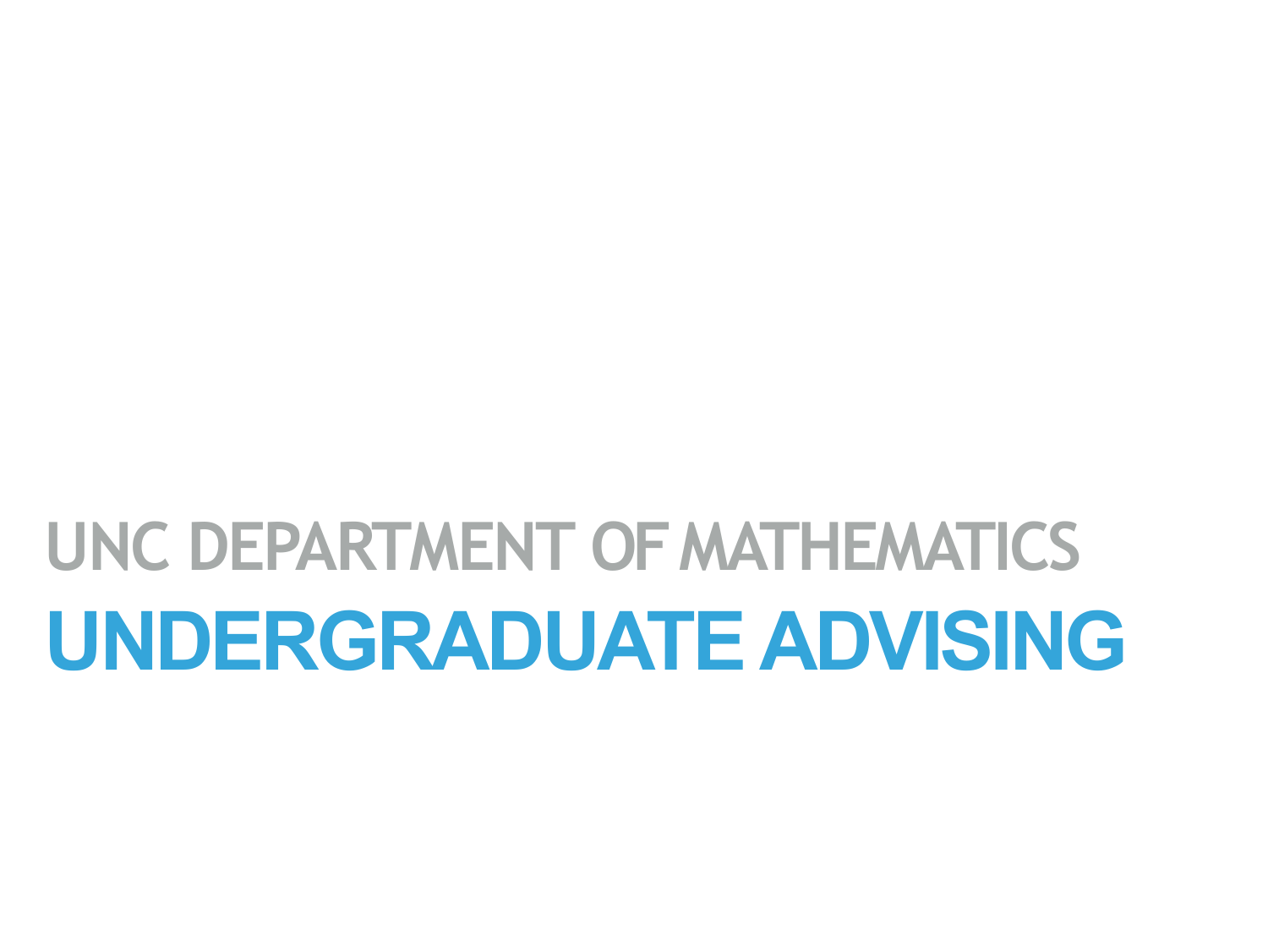## UNC DEPARTMENT OF MATHEMATICS

# UNDERGRADUATE ADVISING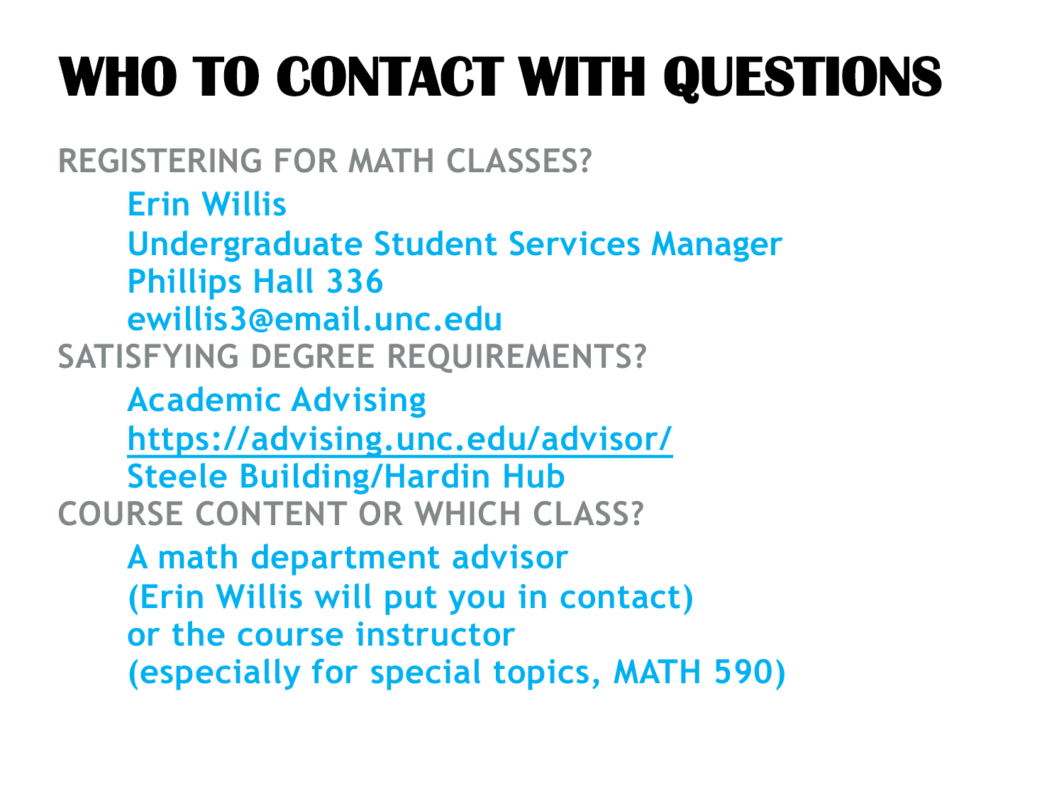# WHO TO CONTACT WITH QUESTIONS

## REGISTERING FOR MATH CLASSES?

Erin Willis
Undergraduate Student Services Manager
Phillips Hall 336
ewillis3@email.unc.edu

## SATISFYING DEGREE REQUIREMENTS?

Academic Advising
https://advising.unc.edu/advisor/
Steele Building/Hardin Hub

## COURSE CONTENT OR WHICH CLASS?

A math department advisor
(Erin Willis will put you in contact)
or the course instructor
(especially for special topics, MATH 590)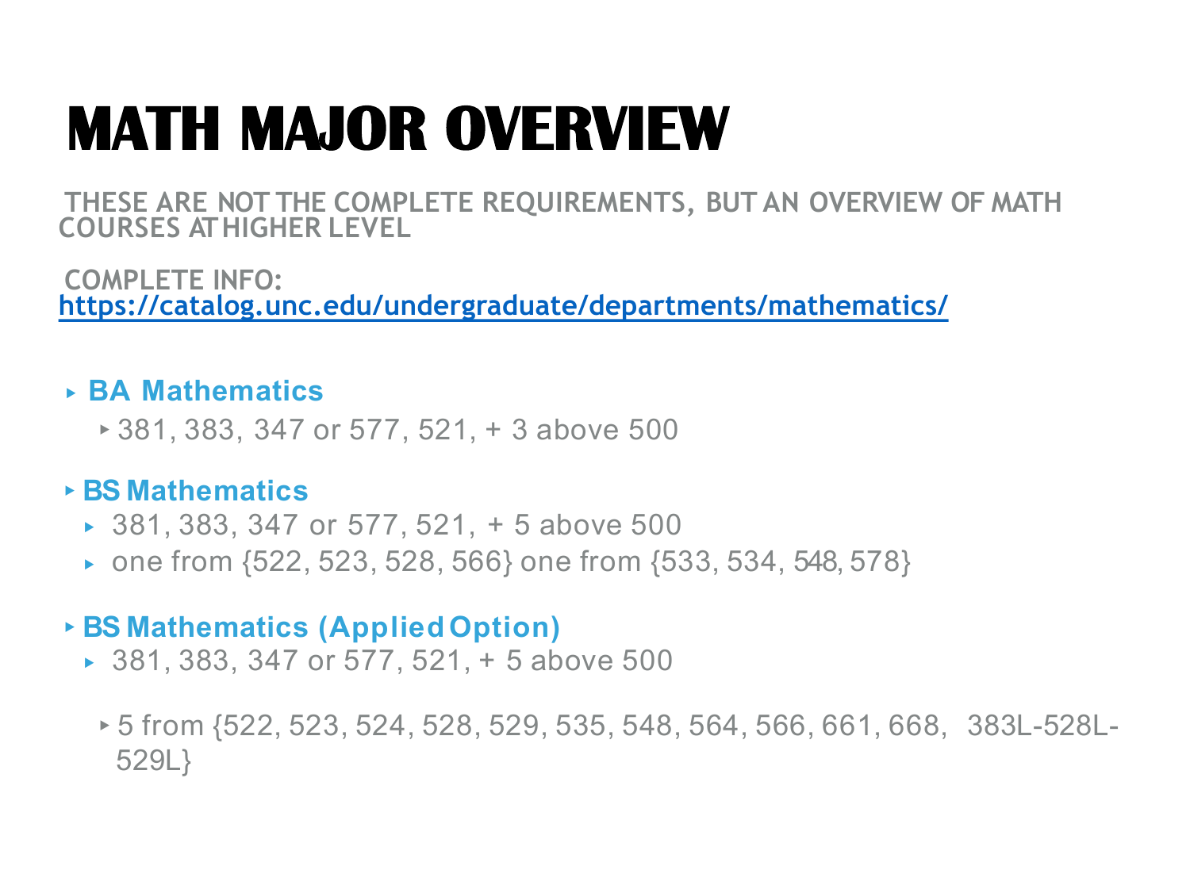# MATH MAJOR OVERVIEW

THESE ARE NOT THE COMPLETE REQUIREMENTS, BUT AN OVERVIEW OF MATH COURSES AT HIGHER LEVEL

COMPLETE INFO: [https://catalog.unc.edu/undergraduate/departments/mathematics/](https://catalog.unc.edu/undergraduate/departments/mathematics/)

- **BA Mathematics**
  - 381, 383, 347 or 577, 521, + 3 above 500
- **BS Mathematics**
  - 381, 383, 347 or 577, 521, + 5 above 500
  - one from {522, 523, 528, 566} one from {533, 534, 548, 578}
- **BS Mathematics (Applied Option)**
  - 381, 383, 347 or 577, 521, + 5 above 500
  - 5 from {522, 523, 524, 528, 529, 535, 548, 564, 566, 661, 668, 383L-528L-529L}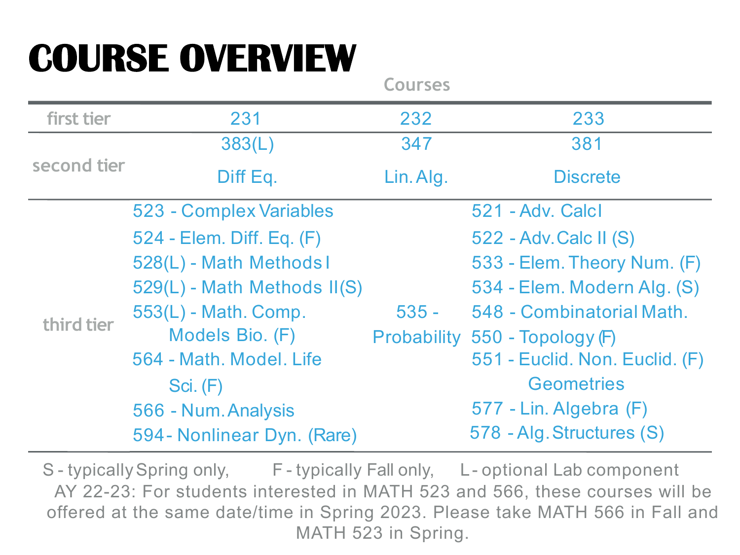# COURSE OVERVIEW

| | Courses | | |
|---|---|---|---|
| first tier | 231 | 232 | 233 |
| second tier | 383(L) Diff Eq. | 347 Lin. Alg. | 381 Discrete |
| third tier | 523 - Complex Variables<br>524 - Elem. Diff. Eq. (F)<br>528(L) - Math Methods I<br>529(L) - Math Methods II(S)<br>553(L) - Math. Comp. Models Bio. (F)<br>564 - Math. Model. Life Sci. (F)<br>566 - Num. Analysis<br>594 - Nonlinear Dyn. (Rare) | 535 - Probability | 521 - Adv. Calc I<br>522 - Adv. Calc II (S)<br>533 - Elem. Theory Num. (F)<br>534 - Elem. Modern Alg. (S)<br>548 - Combinatorial Math.<br>550 - Topology (F)<br>551 - Euclid. Non. Euclid. (F) Geometries<br>577 - Lin. Algebra (F)<br>578 - Alg. Structures (S) |

S - typically Spring only, F - typically Fall only, L - optional Lab component

AY 22-23: For students interested in MATH 523 and 566, these courses will be offered at the same date/time in Spring 2023. Please take MATH 566 in Fall and MATH 523 in Spring.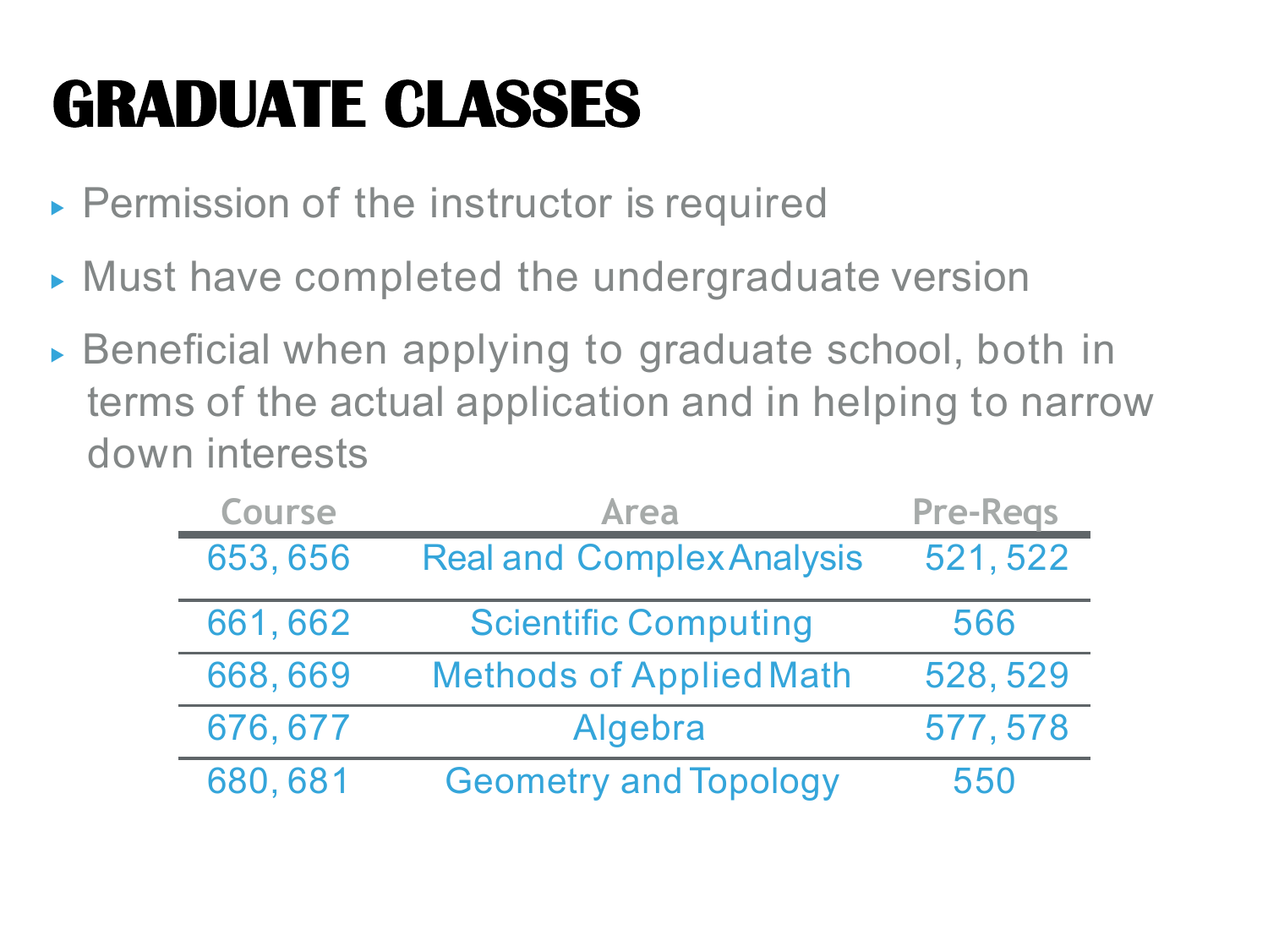# GRADUATE CLASSES

- Permission of the instructor is required
- Must have completed the undergraduate version
- Beneficial when applying to graduate school, both in terms of the actual application and in helping to narrow down interests

| Course | Area | Pre-Reqs |
|---|---|---|
| 653, 656 | Real and Complex Analysis | 521, 522 |
| 661, 662 | Scientific Computing | 566 |
| 668, 669 | Methods of Applied Math | 528, 529 |
| 676, 677 | Algebra | 577, 578 |
| 680, 681 | Geometry and Topology | 550 |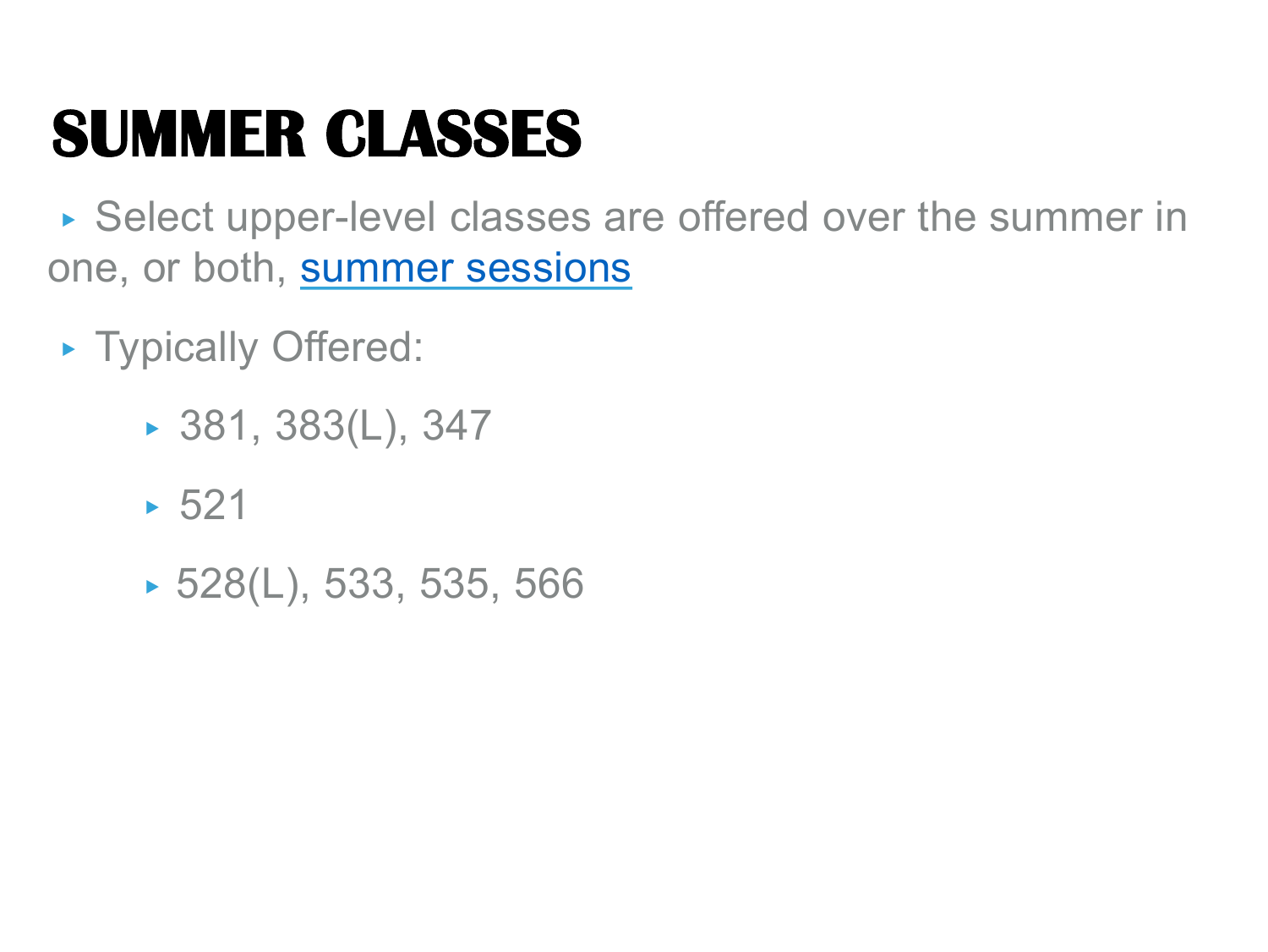# SUMMER CLASSES

- Select upper-level classes are offered over the summer in one, or both, summer sessions
- Typically Offered:
  - 381, 383(L), 347
  - 521
  - 528(L), 533, 535, 566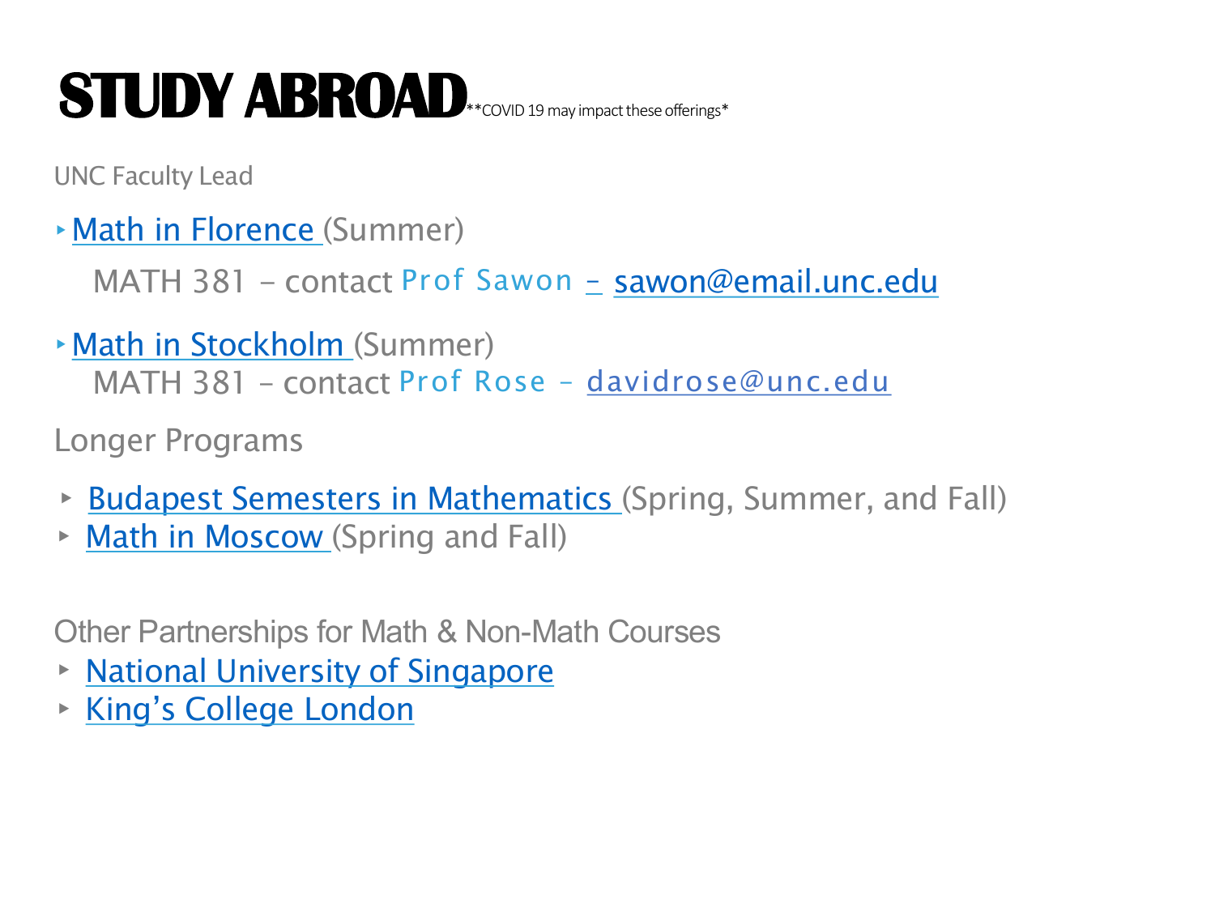# STUDY ABROAD

**COVID 19 may impact these offerings*

UNC Faculty Lead

- Math in Florence (Summer)

  MATH 381 – contact Prof Sawon – sawon@email.unc.edu

- Math in Stockholm (Summer)

  MATH 381 – contact Prof Rose – davidrose@unc.edu

Longer Programs

- Budapest Semesters in Mathematics (Spring, Summer, and Fall)
- Math in Moscow (Spring and Fall)

Other Partnerships for Math & Non-Math Courses

- National University of Singapore
- King's College London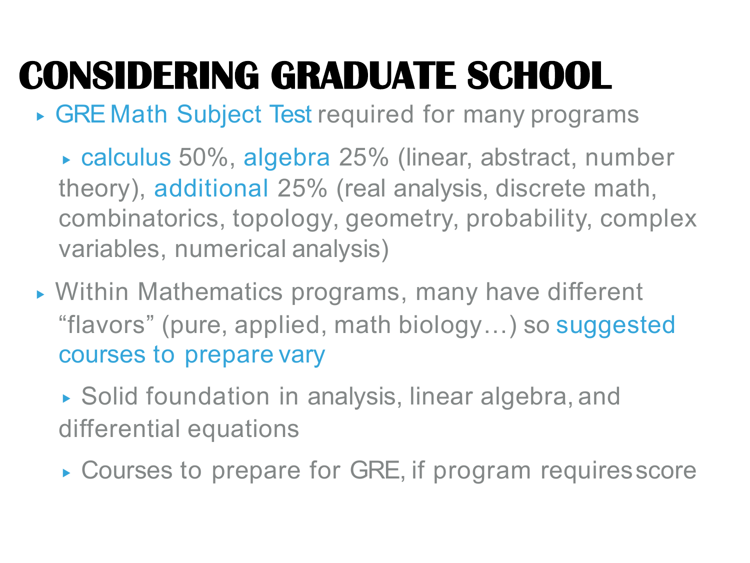# CONSIDERING GRADUATE SCHOOL

- GRE Math Subject Test required for many programs
  - calculus 50%, algebra 25% (linear, abstract, number theory), additional 25% (real analysis, discrete math, combinatorics, topology, geometry, probability, complex variables, numerical analysis)
- Within Mathematics programs, many have different "flavors" (pure, applied, math biology…) so suggested courses to prepare vary
  - Solid foundation in analysis, linear algebra, and differential equations
  - Courses to prepare for GRE, if program requires score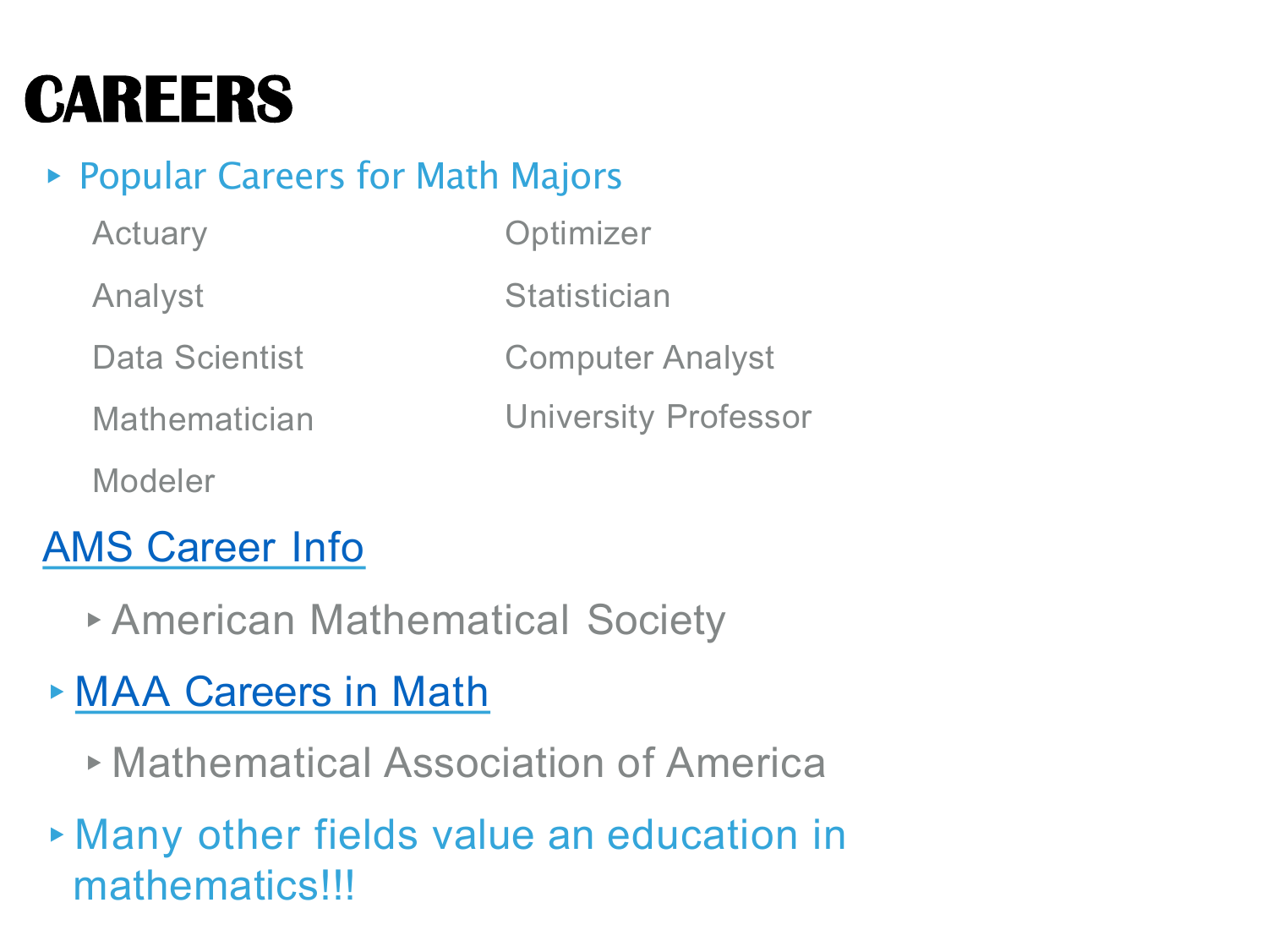# CAREERS

- Popular Careers for Math Majors
  - Actuary
  - Analyst
  - Data Scientist
  - Mathematician
  - Modeler
  - Optimizer
  - Statistician
  - Computer Analyst
  - University Professor

AMS Career Info

- American Mathematical Society

- MAA Careers in Math
  - Mathematical Association of America
- Many other fields value an education in mathematics!!!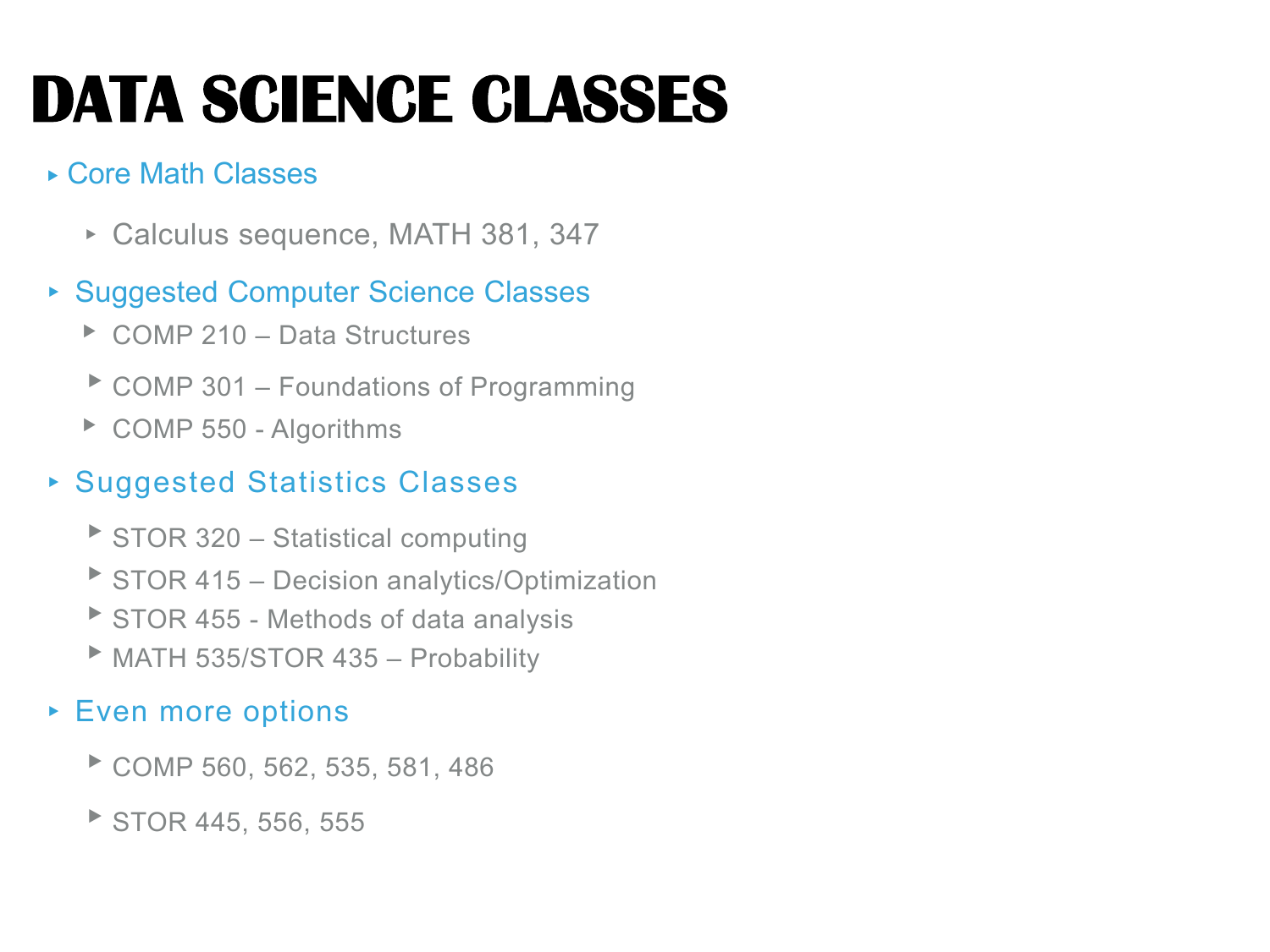# DATA SCIENCE CLASSES

- Core Math Classes
  - Calculus sequence, MATH 381, 347
- Suggested Computer Science Classes
  - COMP 210 – Data Structures
  - COMP 301 – Foundations of Programming
  - COMP 550 - Algorithms
- Suggested Statistics Classes
  - STOR 320 – Statistical computing
  - STOR 415 – Decision analytics/Optimization
  - STOR 455 - Methods of data analysis
  - MATH 535/STOR 435 – Probability
- Even more options
  - COMP 560, 562, 535, 581, 486
  - STOR 445, 556, 555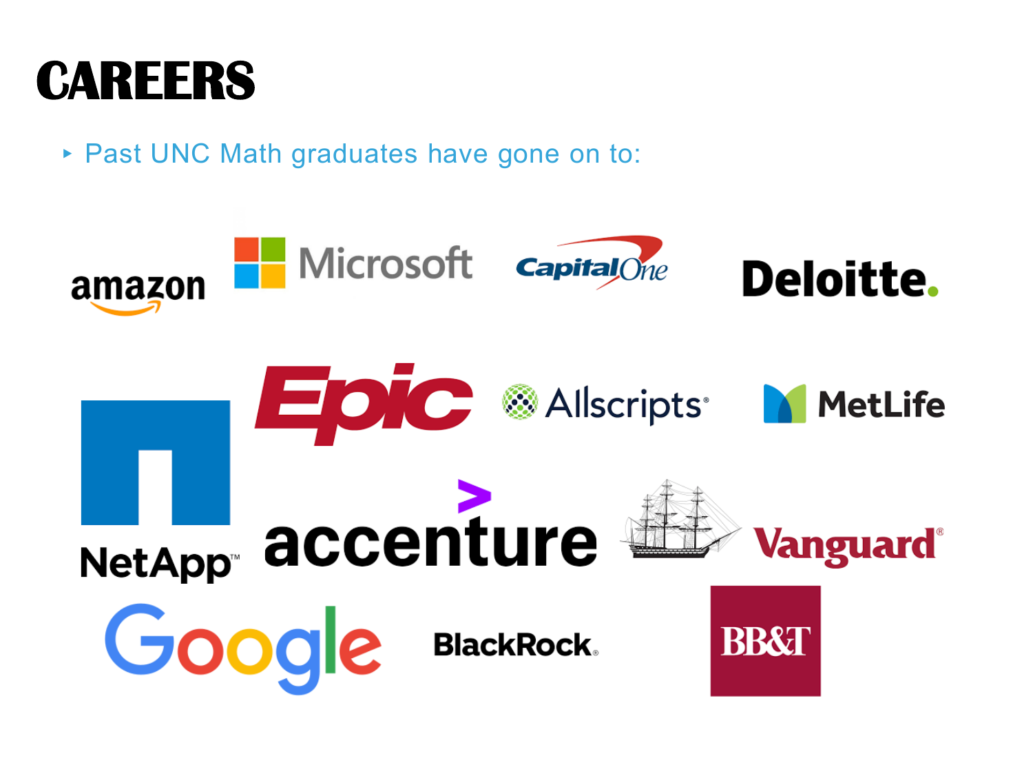# CAREERS

- Past UNC Math graduates have gone on to:

amazon

Microsoft

Capital One

Deloitte.

NetApp

Epic

Allscripts

MetLife

accenture

Vanguard

Google

BlackRock

BB&T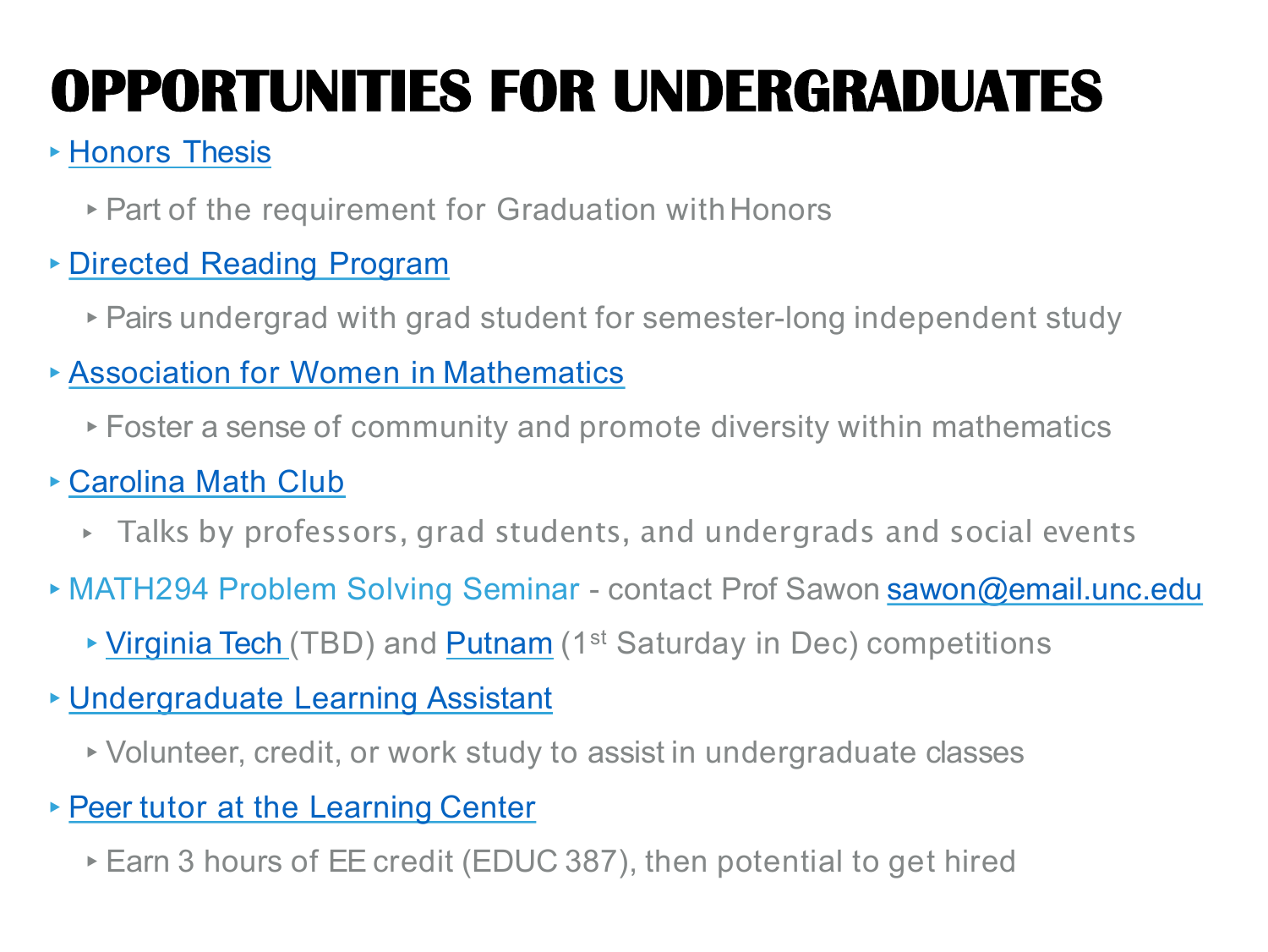# OPPORTUNITIES FOR UNDERGRADUATES

- Honors Thesis
  - Part of the requirement for Graduation with Honors
- Directed Reading Program
  - Pairs undergrad with grad student for semester-long independent study
- Association for Women in Mathematics
  - Foster a sense of community and promote diversity within mathematics
- Carolina Math Club
  - Talks by professors, grad students, and undergrads and social events
- MATH294 Problem Solving Seminar - contact Prof Sawon sawon@email.unc.edu
  - Virginia Tech (TBD) and Putnam (1st Saturday in Dec) competitions
- Undergraduate Learning Assistant
  - Volunteer, credit, or work study to assist in undergraduate classes
- Peer tutor at the Learning Center
  - Earn 3 hours of EE credit (EDUC 387), then potential to get hired